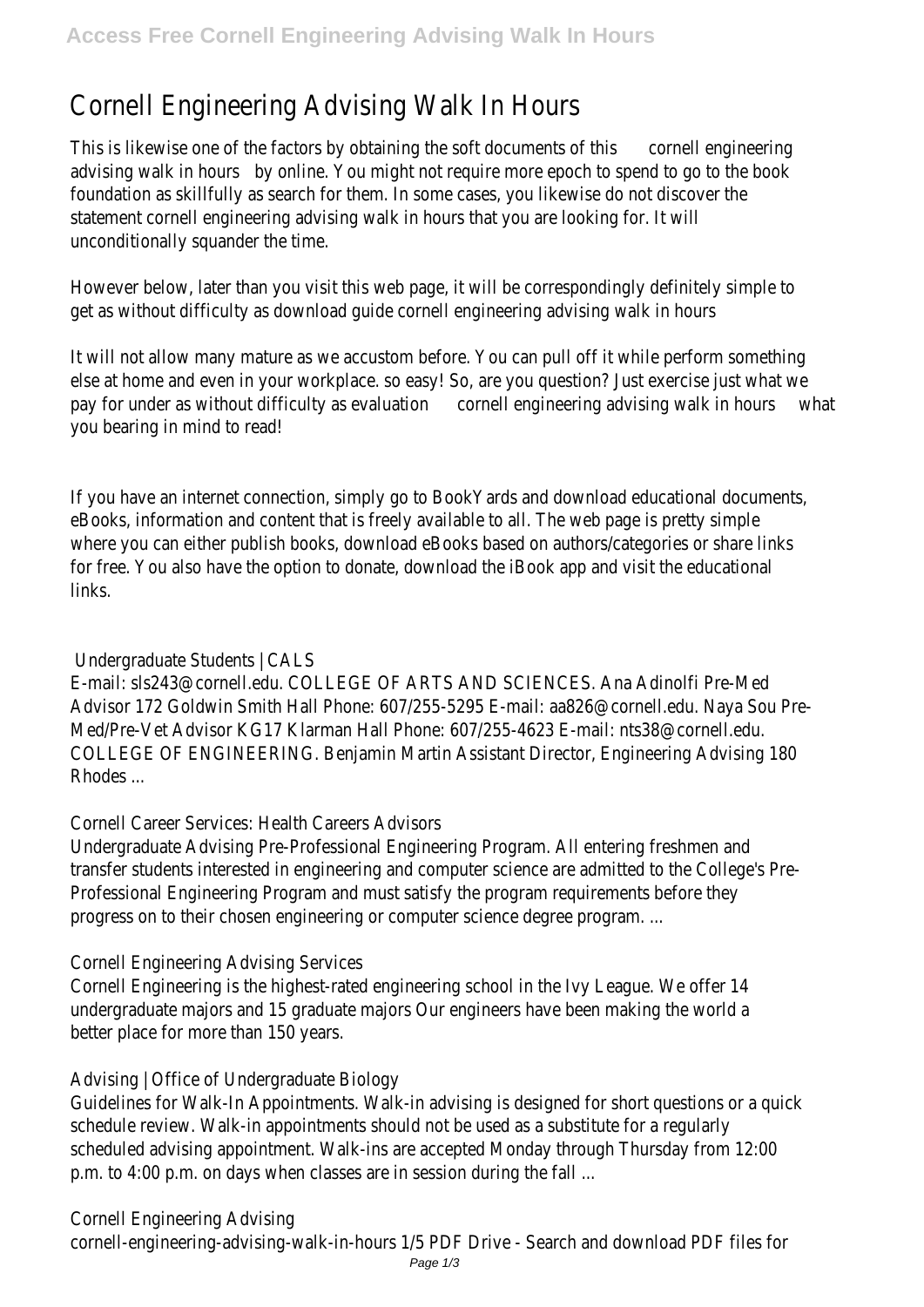# Cornell Engineering Advising Walk In Hours

This is likewise one of the factors by obtaining the soft documents of this cornell engineering advising walk in hours by online. You might not require more epoch to spend to go to the book foundation as skillfully as search for them. In some cases, you likewise do not discover the statement cornell engineering advising walk in hours that you are looking for. It will unconditionally squander the time.

However below, later than you visit this web page, it will be correspondingly definitely simple to get as without difficulty as download guide cornell engineering advising walk in hours

It will not allow many mature as we accustom before. You can pull off it while perform something else at home and even in your workplace. so easy! So, are you question? Just exercise just what we pay for under as without difficulty as evaluation cornell engineering advising walk in hours what you bearing in mind to read!

If you have an internet connection, simply go to BookYards and download educational documents, eBooks, information and content that is freely available to all. The web page is pretty simple where you can either publish books, download eBooks based on authors/categories or share links for free. You also have the option to donate, download the iBook app and visit the educational links.

## Undergraduate Students | CALS

E-mail: sls243@cornell.edu. COLLEGE OF ARTS AND SCIENCES. Ana Adinolfi Pre-Med Advisor 172 Goldwin Smith Hall Phone: 607/255-5295 E-mail: aa826@cornell.edu. Naya Sou Pre-Med/Pre-Vet Advisor KG17 Klarman Hall Phone: 607/255-4623 E-mail: nts38@cornell.edu. COLLEGE OF ENGINEERING. Benjamin Martin Assistant Director, Engineering Advising 180 Rhodes ...

## Cornell Career Services: Health Careers Advisors

Undergraduate Advising Pre-Professional Engineering Program. All entering freshmen and transfer students interested in engineering and computer science are admitted to the College's Pre-Professional Engineering Program and must satisfy the program requirements before they progress on to their chosen engineering or computer science degree program. ...

## Cornell Engineering Advising Services

Cornell Engineering is the highest-rated engineering school in the Ivy League. We offer 14 undergraduate majors and 15 graduate majors Our engineers have been making the world a better place for more than 150 years.

## Advising | Office of Undergraduate Biology

Guidelines for Walk-In Appointments. Walk-in advising is designed for short questions or a quick schedule review. Walk-in appointments should not be used as a substitute for a regularly scheduled advising appointment. Walk-ins are accepted Monday through Thursday from 12:00 p.m. to 4:00 p.m. on days when classes are in session during the fall ...

## Cornell Engineering Advising

cornell-engineering-advising-walk-in-hours 1/5 PDF Drive - Search and download PDF files for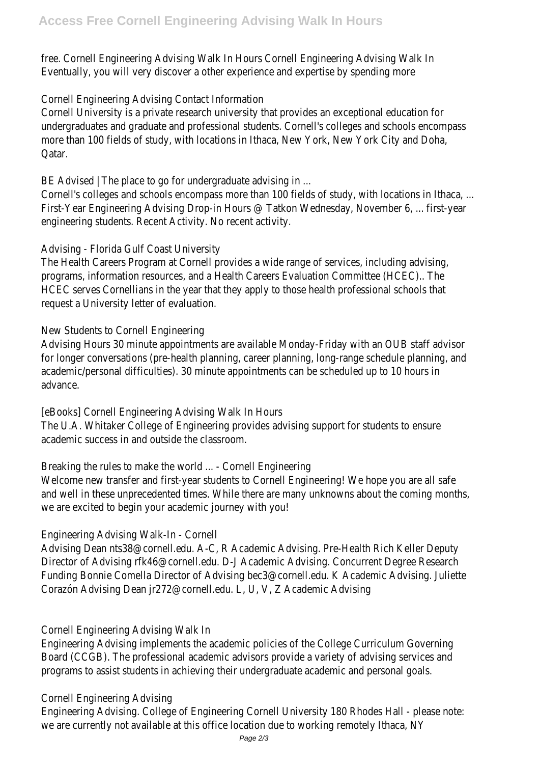free. Cornell Engineering Advising Walk In Hours Cornell Engineering Advising Walk In Eventually, you will very discover a other experience and expertise by spending more

Cornell Engineering Advising Contact Information

Cornell University is a private research university that provides an exceptional education for undergraduates and graduate and professional students. Cornell's colleges and schools encompass more than 100 fields of study, with locations in Ithaca, New York, New York City and Doha, Qatar.

BE Advised | The place to go for undergraduate advising in ...

Cornell's colleges and schools encompass more than 100 fields of study, with locations in Ithaca, ... First-Year Engineering Advising Drop-in Hours @ Tatkon Wednesday, November 6, ... first-year engineering students. Recent Activity. No recent activity.

Advising - Florida Gulf Coast University

The Health Careers Program at Cornell provides a wide range of services, including advising, programs, information resources, and a Health Careers Evaluation Committee (HCEC).. The HCEC serves Cornellians in the year that they apply to those health professional schools that request a University letter of evaluation.

New Students to Cornell Engineering

Advising Hours 30 minute appointments are available Monday-Friday with an OUB staff advisor for longer conversations (pre-health planning, career planning, long-range schedule planning, and academic/personal difficulties). 30 minute appointments can be scheduled up to 10 hours in advance.

[eBooks] Cornell Engineering Advising Walk In Hours

The U.A. Whitaker College of Engineering provides advising support for students to ensure academic success in and outside the classroom.

Breaking the rules to make the world ... - Cornell Engineering

Welcome new transfer and first-year students to Cornell Engineering! We hope you are all safe and well in these unprecedented times. While there are many unknowns about the coming months, we are excited to begin your academic journey with you!

Engineering Advising Walk-In - Cornell

Advising Dean nts38@cornell.edu. A-C, R Academic Advising. Pre-Health Rich Keller Deputy Director of Advising rfk46@cornell.edu. D-J Academic Advising. Concurrent Degree Research Funding Bonnie Comella Director of Advising bec3@cornell.edu. K Academic Advising. Juliette Corazón Advising Dean jr272@cornell.edu. L, U, V, Z Academic Advising

Cornell Engineering Advising Walk In

Engineering Advising implements the academic policies of the College Curriculum Governing Board (CCGB). The professional academic advisors provide a variety of advising services and programs to assist students in achieving their undergraduate academic and personal goals.

Cornell Engineering Advising

Engineering Advising. College of Engineering Cornell University 180 Rhodes Hall - please note: we are currently not available at this office location due to working remotely Ithaca, NY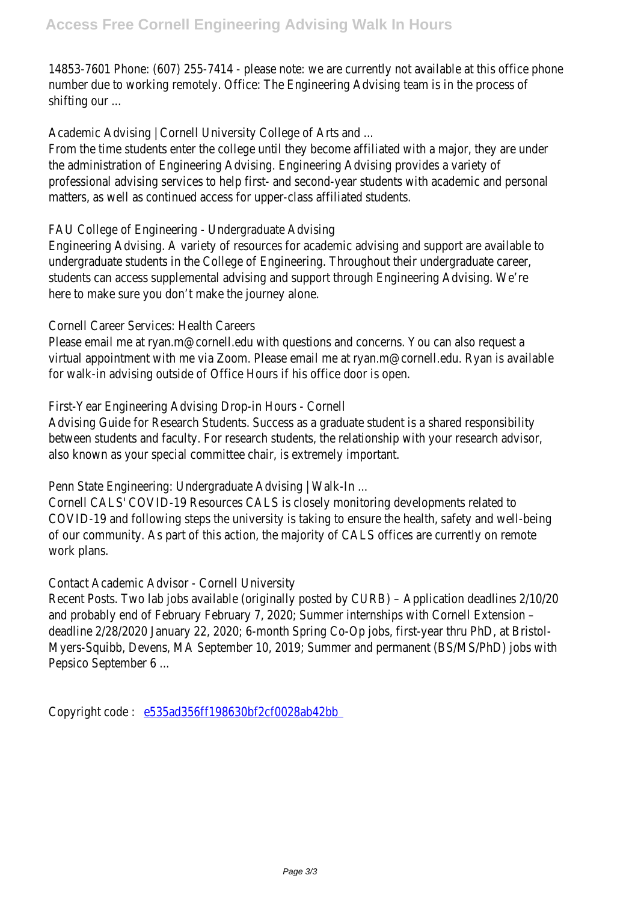14853-7601 Phone: (607) 255-7414 - please note: we are currently not available at this office phone number due to working remotely. Office: The Engineering Advising team is in the process of shifting our ...

Academic Advising | Cornell University College of Arts and ...

From the time students enter the college until they become affiliated with a major, they are under the administration of Engineering Advising. Engineering Advising provides a variety of professional advising services to help first- and second-year students with academic and personal matters, as well as continued access for upper-class affiliated students.

FAU College of Engineering - Undergraduate Advising

Engineering Advising. A variety of resources for academic advising and support are available to undergraduate students in the College of Engineering. Throughout their undergraduate career, students can access supplemental advising and support through Engineering Advising. We're here to make sure you don't make the journey alone.

Cornell Career Services: Health Careers

Please email me at ryan.m@cornell.edu with questions and concerns. You can also request a virtual appointment with me via Zoom. Please email me at ryan.m@cornell.edu. Ryan is available for walk-in advising outside of Office Hours if his office door is open.

First-Year Engineering Advising Drop-in Hours - Cornell

Advising Guide for Research Students. Success as a graduate student is a shared responsibility between students and faculty. For research students, the relationship with your research advisor, also known as your special committee chair, is extremely important.

Penn State Engineering: Undergraduate Advising | Walk-In ...

Cornell CALS' COVID-19 Resources CALS is closely monitoring developments related to COVID-19 and following steps the university is taking to ensure the health, safety and well-being of our community. As part of this action, the majority of CALS offices are currently on remote work plans.

Contact Academic Advisor - Cornell University

Recent Posts. Two lab jobs available (originally posted by CURB) – Application deadlines 2/10/20 and probably end of February February 7, 2020; Summer internships with Cornell Extension – deadline 2/28/2020 January 22, 2020; 6-month Spring Co-Op jobs, first-year thru PhD, at Bristol-Myers-Squibb, Devens, MA September 10, 2019; Summer and permanent (BS/MS/PhD) jobs with Pepsico September 6 ...

Copyright code : e535ad356ff198630bf2cf0028ab42bb